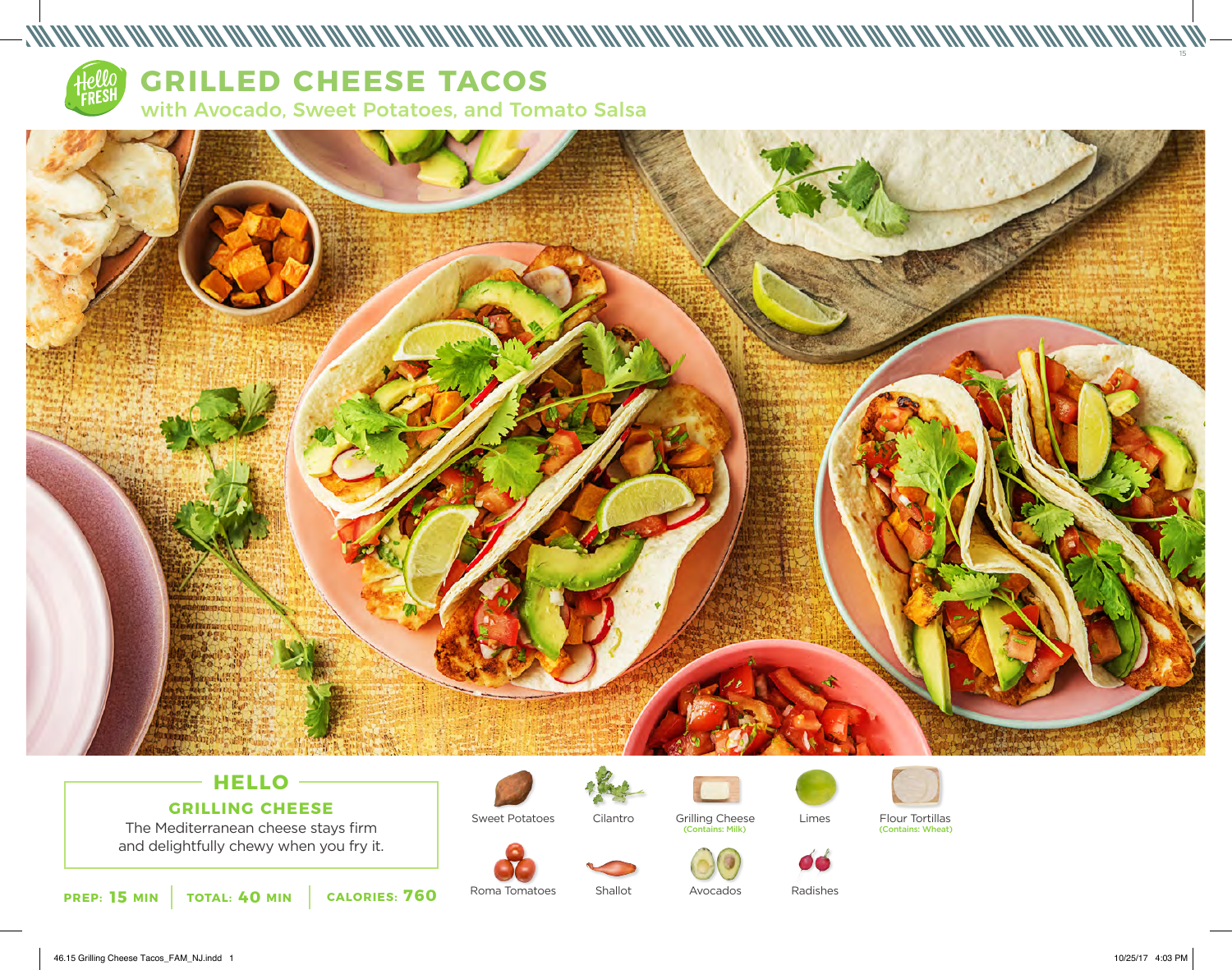# GRILLED CHEESE TACOS

## with Avocado, Sweet Potatoes, and Tomato Salsa

### HELLO

**GRILLING CHEESE**

The Mediterranean cheese stays firm and delightfully chewy when you fry it.

**PREP: 15 MIN** | **TOTAL: 40 MIN** | **CALORIES: 760**

- Sweet Potatoes
- Cilantro
- Grilling Cheese (Contains: Milk)
- Limes
- Flour Tortillas (Contains: Wheat)
- Roma Tomatoes
- Shallot
- Avocados
- Radishes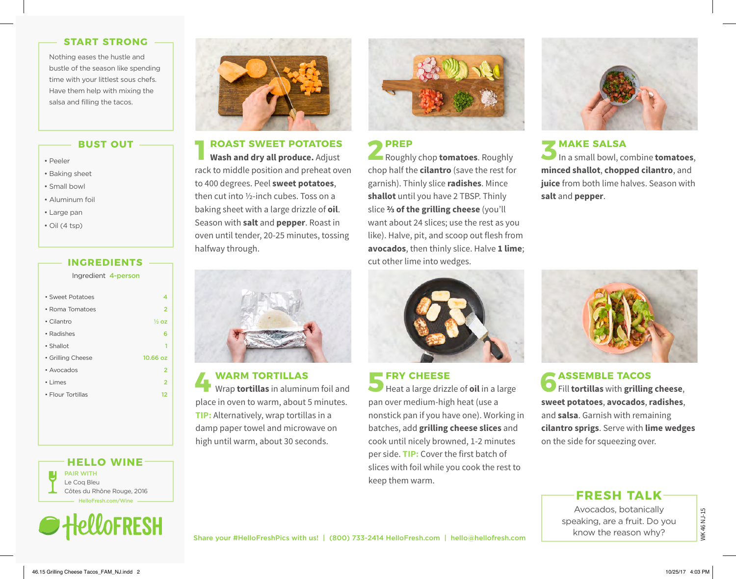## START STRONG

Nothing eases the hustle and bustle of the season like spending time with your littlest sous chefs. Have them help with mixing the salsa and filling the tacos.

## BUST OUT

- Peeler
- Baking sheet
- Small bowl
- Aluminum foil
- Large pan
- Oil (4 tsp)

## INGREDIENTS

| Ingredient | 4-person |
|---|---|
| • Sweet Potatoes | 4 |
| • Roma Tomatoes | 2 |
| • Cilantro | ½ oz |
| • Radishes | 6 |
| • Shallot | 1 |
| • Grilling Cheese | 10.66 oz |
| • Avocados | 2 |
| • Limes | 2 |
| • Flour Tortillas | 12 |

## HELLO WINE

PAIR WITH
Le Coq Bleu
Côtes du Rhône Rouge, 2016
HelloFresh.com/Wine

HelloFRESH

### 1 ROAST SWEET POTATOES

**Wash and dry all produce.** Adjust rack to middle position and preheat oven to 400 degrees. Peel **sweet potatoes**, then cut into ½-inch cubes. Toss on a baking sheet with a large drizzle of **oil**. Season with **salt** and **pepper**. Roast in oven until tender, 20-25 minutes, tossing halfway through.

### 2 PREP

Roughly chop **tomatoes**. Roughly chop half the **cilantro** (save the rest for garnish). Thinly slice **radishes**. Mince **shallot** until you have 2 TBSP. Thinly slice **⅔ of the grilling cheese** (you'll want about 24 slices; use the rest as you like). Halve, pit, and scoop out flesh from **avocados**, then thinly slice. Halve **1 lime**; cut other lime into wedges.

### 3 MAKE SALSA

In a small bowl, combine **tomatoes**, **minced shallot**, **chopped cilantro**, and **juice** from both lime halves. Season with **salt** and **pepper**.

### 4 WARM TORTILLAS

Wrap **tortillas** in aluminum foil and place in oven to warm, about 5 minutes. **TIP:** Alternatively, wrap tortillas in a damp paper towel and microwave on high until warm, about 30 seconds.

### 5 FRY CHEESE

Heat a large drizzle of **oil** in a large pan over medium-high heat (use a nonstick pan if you have one). Working in batches, add **grilling cheese slices** and cook until nicely browned, 1-2 minutes per side. **TIP:** Cover the first batch of slices with foil while you cook the rest to keep them warm.

### 6 ASSEMBLE TACOS

Fill **tortillas** with **grilling cheese**, **sweet potatoes**, **avocados**, **radishes**, and **salsa**. Garnish with remaining **cilantro sprigs**. Serve with **lime wedges** on the side for squeezing over.

## FRESH TALK

Avocados, botanically speaking, are a fruit. Do you know the reason why?

Share your #HelloFreshPics with us! | (800) 733-2414 HelloFresh.com | hello@hellofresh.com

WK 46 NJ-15